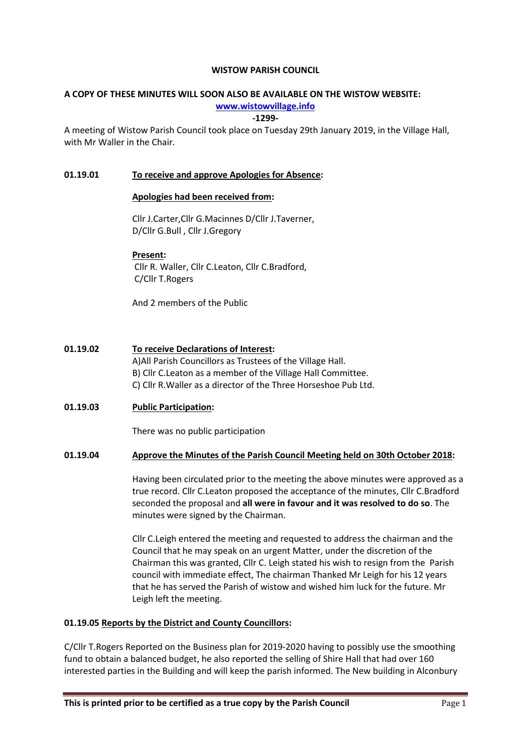**WISTOW PARISH COUNCIL**

**A COPY OF THESE MINUTES WILL SOON ALSO BE AVAILABLE ON THE WISTOW WEBSITE:**
**[www.wistowvillage.info](http://www.wistowvillage.info)**

**-1299-**

A meeting of Wistow Parish Council took place on Tuesday 29th January 2019, in the Village Hall, with Mr Waller in the Chair.

**01.19.01** **To receive and approve Apologies for Absence:**

**Apologies had been received from:**

Cllr J.Carter,Cllr G.Macinnes D/Cllr J.Taverner,
D/Cllr G.Bull , Cllr J.Gregory

**Present:**
Cllr R. Waller, Cllr C.Leaton, Cllr C.Bradford,
C/Cllr T.Rogers

And 2 members of the Public

**01.19.02** **To receive Declarations of Interest:**

A)All Parish Councillors as Trustees of the Village Hall.
B) Cllr C.Leaton as a member of the Village Hall Committee.
C) Cllr R.Waller as a director of the Three Horseshoe Pub Ltd.

**01.19.03** **Public Participation:**

There was no public participation

**01.19.04** **Approve the Minutes of the Parish Council Meeting held on 30th October 2018:**

Having been circulated prior to the meeting the above minutes were approved as a true record. Cllr C.Leaton proposed the acceptance of the minutes, Cllr C.Bradford seconded the proposal and **all were in favour and it was resolved to do so**. The minutes were signed by the Chairman.

Cllr C.Leigh entered the meeting and requested to address the chairman and the Council that he may speak on an urgent Matter, under the discretion of the Chairman this was granted, Cllr C. Leigh stated his wish to resign from the Parish council with immediate effect, The chairman Thanked Mr Leigh for his 12 years that he has served the Parish of wistow and wished him luck for the future. Mr Leigh left the meeting.

**01.19.05 Reports by the District and County Councillors:**

C/Cllr T.Rogers Reported on the Business plan for 2019-2020 having to possibly use the smoothing fund to obtain a balanced budget, he also reported the selling of Shire Hall that had over 160 interested parties in the Building and will keep the parish informed. The New building in Alconbury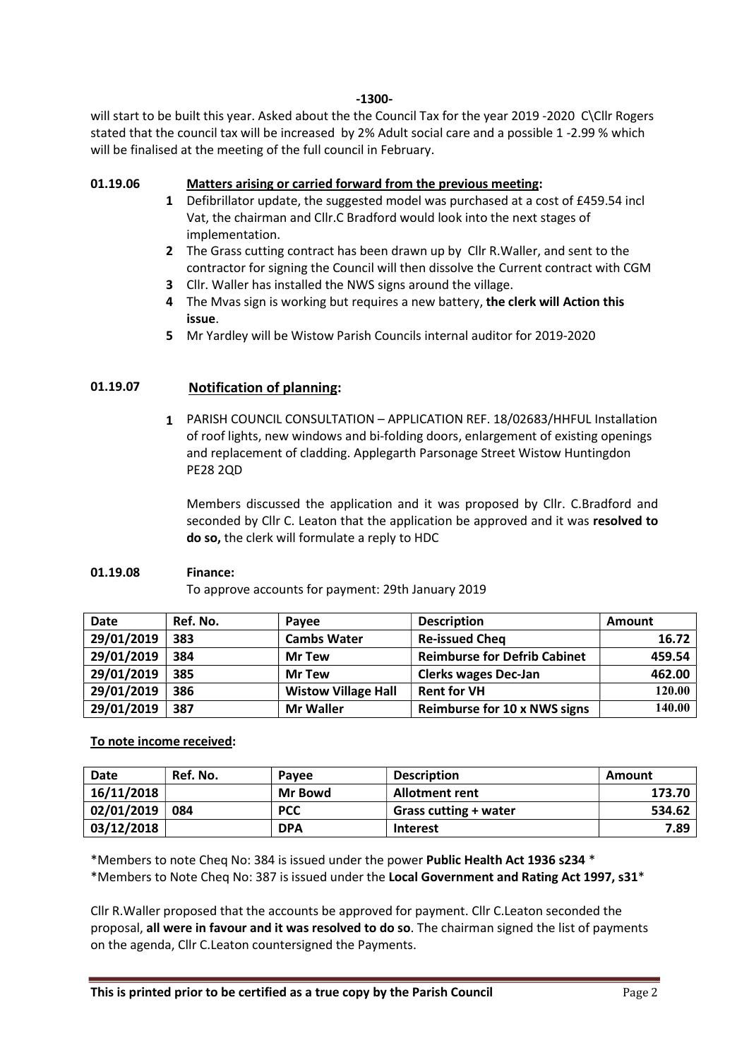-1300-

will start to be built this year. Asked about the the Council Tax for the year 2019 -2020 C\Cllr Rogers stated that the council tax will be increased by 2% Adult social care and a possible 1 -2.99 % which will be finalised at the meeting of the full council in February.

**01.19.06** **Matters arising or carried forward from the previous meeting:**

1. Defibrillator update, the suggested model was purchased at a cost of £459.54 incl Vat, the chairman and Cllr.C Bradford would look into the next stages of implementation.
2. The Grass cutting contract has been drawn up by Cllr R.Waller, and sent to the contractor for signing the Council will then dissolve the Current contract with CGM
3. Cllr. Waller has installed the NWS signs around the village.
4. The Mvas sign is working but requires a new battery, **the clerk will Action this issue**.
5. Mr Yardley will be Wistow Parish Councils internal auditor for 2019-2020

**01.19.07** **Notification of planning:**

1. PARISH COUNCIL CONSULTATION – APPLICATION REF. 18/02683/HHFUL Installation of roof lights, new windows and bi-folding doors, enlargement of existing openings and replacement of cladding. Applegarth Parsonage Street Wistow Huntingdon PE28 2QD

   Members discussed the application and it was proposed by Cllr. C.Bradford and seconded by Cllr C. Leaton that the application be approved and it was **resolved to do so,** the clerk will formulate a reply to HDC

**01.19.08** **Finance:**

To approve accounts for payment: 29th January 2019

| Date | Ref. No. | Payee | Description | Amount |
|---|---|---|---|---|
| 29/01/2019 | 383 | Cambs Water | Re-issued Cheq | 16.72 |
| 29/01/2019 | 384 | Mr Tew | Reimburse for Defrib Cabinet | 459.54 |
| 29/01/2019 | 385 | Mr Tew | Clerks wages Dec-Jan | 462.00 |
| 29/01/2019 | 386 | Wistow Village Hall | Rent for VH | 120.00 |
| 29/01/2019 | 387 | Mr Waller | Reimburse for 10 x NWS signs | 140.00 |

**To note income received:**

| Date | Ref. No. | Payee | Description | Amount |
|---|---|---|---|---|
| 16/11/2018 | | Mr Bowd | Allotment rent | 173.70 |
| 02/01/2019 | 084 | PCC | Grass cutting + water | 534.62 |
| 03/12/2018 | | DPA | Interest | 7.89 |

*Members to note Cheq No: 384 is issued under the power **Public Health Act 1936 s234** *
*Members to Note Cheq No: 387 is issued under the **Local Government and Rating Act 1997, s31***

Cllr R.Waller proposed that the accounts be approved for payment. Cllr C.Leaton seconded the proposal, **all were in favour and it was resolved to do so**. The chairman signed the list of payments on the agenda, Cllr C.Leaton countersigned the Payments.

**This is printed prior to be certified as a true copy by the Parish Council**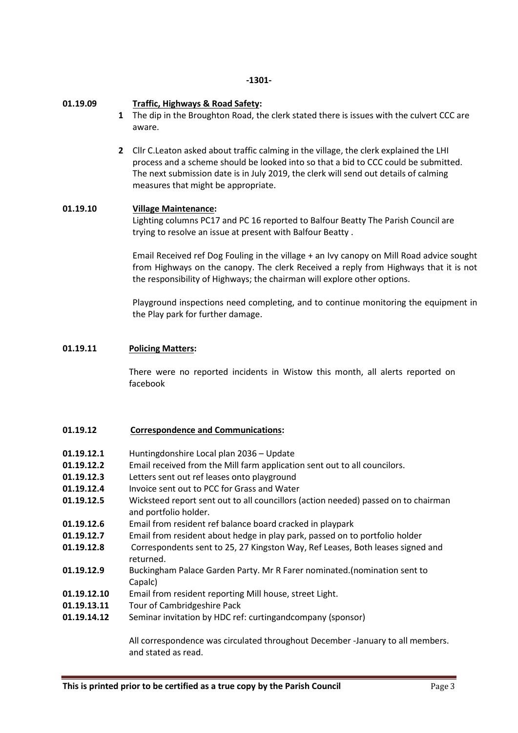-1301-

**01.19.09** **Traffic, Highways & Road Safety:**

1. The dip in the Broughton Road, the clerk stated there is issues with the culvert CCC are aware.

2. Cllr C.Leaton asked about traffic calming in the village, the clerk explained the LHI process and a scheme should be looked into so that a bid to CCC could be submitted. The next submission date is in July 2019, the clerk will send out details of calming measures that might be appropriate.

**01.19.10** **Village Maintenance:**

Lighting columns PC17 and PC 16 reported to Balfour Beatty The Parish Council are trying to resolve an issue at present with Balfour Beatty .

Email Received ref Dog Fouling in the village + an Ivy canopy on Mill Road advice sought from Highways on the canopy. The clerk Received a reply from Highways that it is not the responsibility of Highways; the chairman will explore other options.

Playground inspections need completing, and to continue monitoring the equipment in the Play park for further damage.

**01.19.11** **Policing Matters:**

There were no reported incidents in Wistow this month, all alerts reported on facebook

**01.19.12** **Correspondence and Communications:**

**01.19.12.1** Huntingdonshire Local plan 2036 – Update
**01.19.12.2** Email received from the Mill farm application sent out to all councilors.
**01.19.12.3** Letters sent out ref leases onto playground
**01.19.12.4** Invoice sent out to PCC for Grass and Water
**01.19.12.5** Wicksteed report sent out to all councillors (action needed) passed on to chairman and portfolio holder.
**01.19.12.6** Email from resident ref balance board cracked in playpark
**01.19.12.7** Email from resident about hedge in play park, passed on to portfolio holder
**01.19.12.8** Correspondents sent to 25, 27 Kingston Way, Ref Leases, Both leases signed and returned.
**01.19.12.9** Buckingham Palace Garden Party. Mr R Farer nominated.(nomination sent to Capalc)
**01.19.12.10** Email from resident reporting Mill house, street Light.
**01.19.13.11** Tour of Cambridgeshire Pack
**01.19.14.12** Seminar invitation by HDC ref: curtingandcompany (sponsor)

All correspondence was circulated throughout December -January to all members. and stated as read.

**This is printed prior to be certified as a true copy by the Parish Council**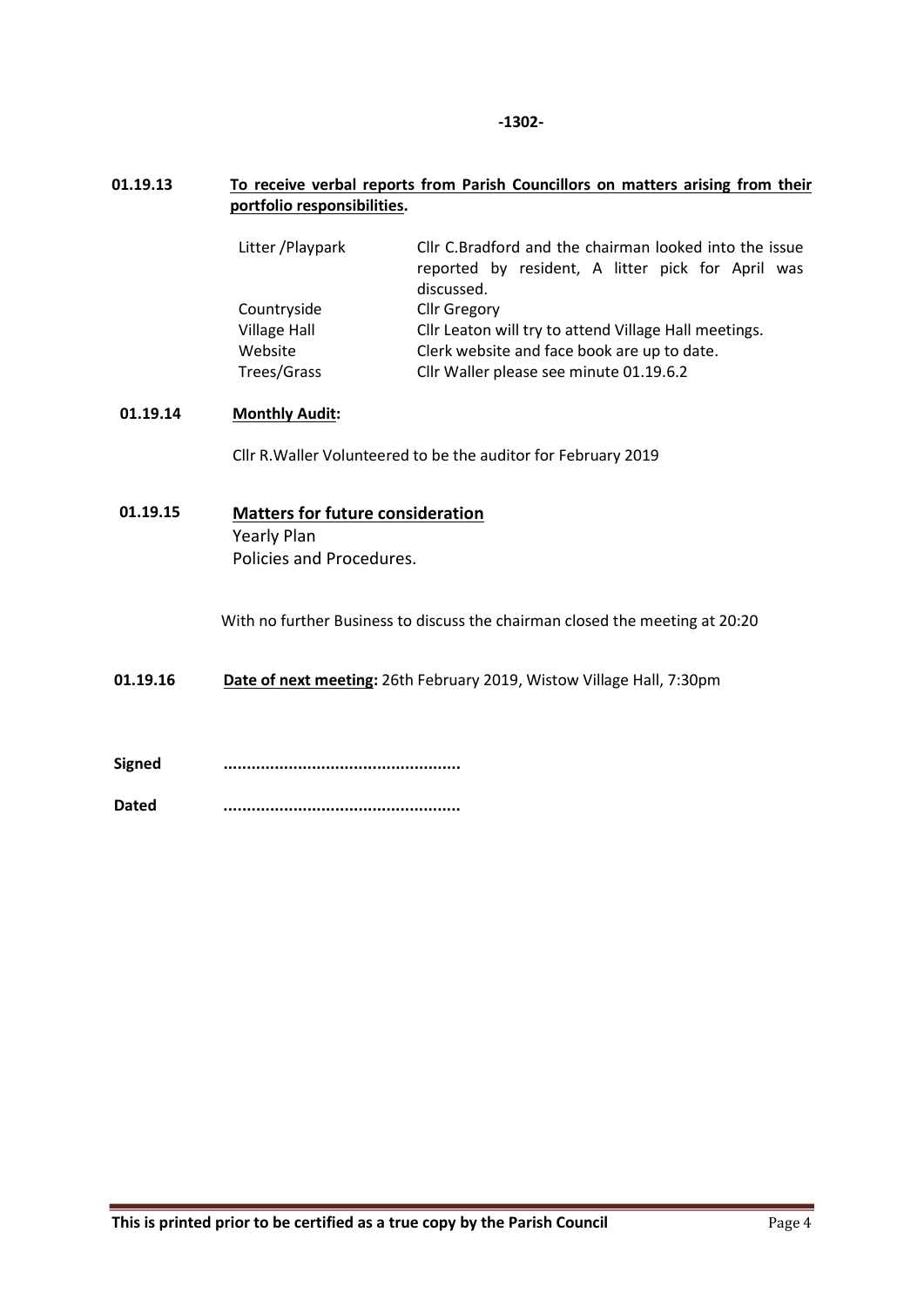**01.19.13** **To receive verbal reports from Parish Councillors on matters arising from their portfolio responsibilities.**

| | |
|---|---|
| Litter /Playpark | Cllr C.Bradford and the chairman looked into the issue reported by resident, A litter pick for April was discussed. |
| Countryside | Cllr Gregory |
| Village Hall | Cllr Leaton will try to attend Village Hall meetings. |
| Website | Clerk website and face book are up to date. |
| Trees/Grass | Cllr Waller please see minute 01.19.6.2 |

**01.19.14** **Monthly Audit:**

Cllr R.Waller Volunteered to be the auditor for February 2019

**01.19.15** **Matters for future consideration**

Yearly Plan

Policies and Procedures.

With no further Business to discuss the chairman closed the meeting at 20:20

**01.19.16** **Date of next meeting:** 26th February 2019, Wistow Village Hall, 7:30pm

**Signed** ..................................................

**Dated** ..................................................

**This is printed prior to be certified as a true copy by the Parish Council**